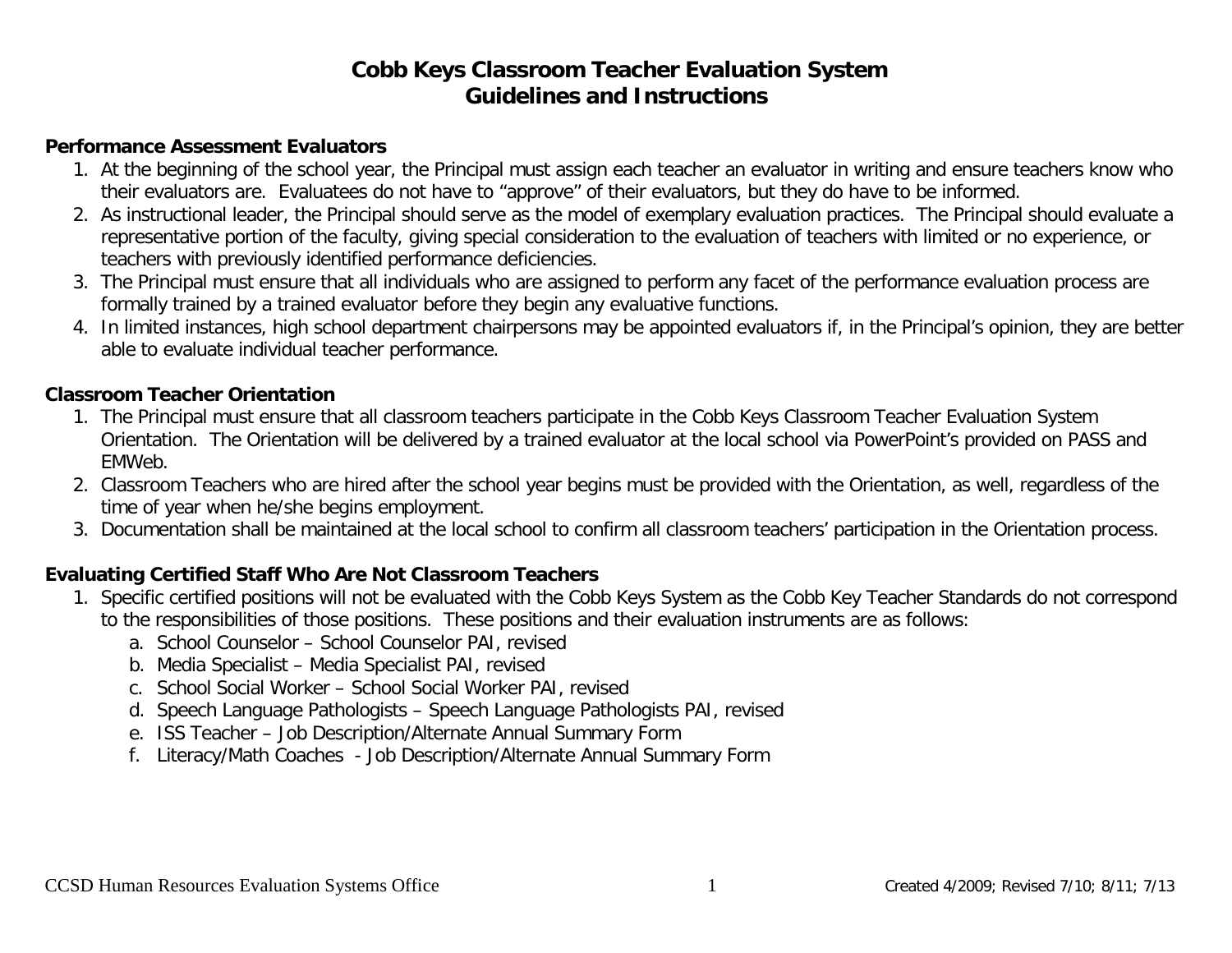# Cobb Keys Classroom Teacher Evaluation System
# Guidelines and Instructions

**Performance Assessment Evaluators**

1. At the beginning of the school year, the Principal must assign each teacher an evaluator in writing and ensure teachers know who their evaluators are. Evaluatees do not have to "approve" of their evaluators, but they do have to be informed.
2. As instructional leader, the Principal should serve as the model of exemplary evaluation practices. The Principal should evaluate a representative portion of the faculty, giving special consideration to the evaluation of teachers with limited or no experience, or teachers with previously identified performance deficiencies.
3. The Principal must ensure that all individuals who are assigned to perform any facet of the performance evaluation process are formally trained by a trained evaluator before they begin any evaluative functions.
4. In limited instances, high school department chairpersons may be appointed evaluators if, in the Principal's opinion, they are better able to evaluate individual teacher performance.

**Classroom Teacher Orientation**

1. The Principal must ensure that all classroom teachers participate in the Cobb Keys Classroom Teacher Evaluation System Orientation. The Orientation will be delivered by a trained evaluator at the local school via PowerPoint's provided on PASS and EMWeb.
2. Classroom Teachers who are hired after the school year begins must be provided with the Orientation, as well, regardless of the time of year when he/she begins employment.
3. Documentation shall be maintained at the local school to confirm all classroom teachers' participation in the Orientation process.

**Evaluating Certified Staff Who Are Not Classroom Teachers**

1. Specific certified positions will not be evaluated with the Cobb Keys System as the Cobb Key Teacher Standards do not correspond to the responsibilities of those positions. These positions and their evaluation instruments are as follows:
   a. School Counselor – School Counselor PAI, revised
   b. Media Specialist – Media Specialist PAI, revised
   c. School Social Worker – School Social Worker PAI, revised
   d. Speech Language Pathologists – Speech Language Pathologists PAI, revised
   e. ISS Teacher – Job Description/Alternate Annual Summary Form
   f. Literacy/Math Coaches - Job Description/Alternate Annual Summary Form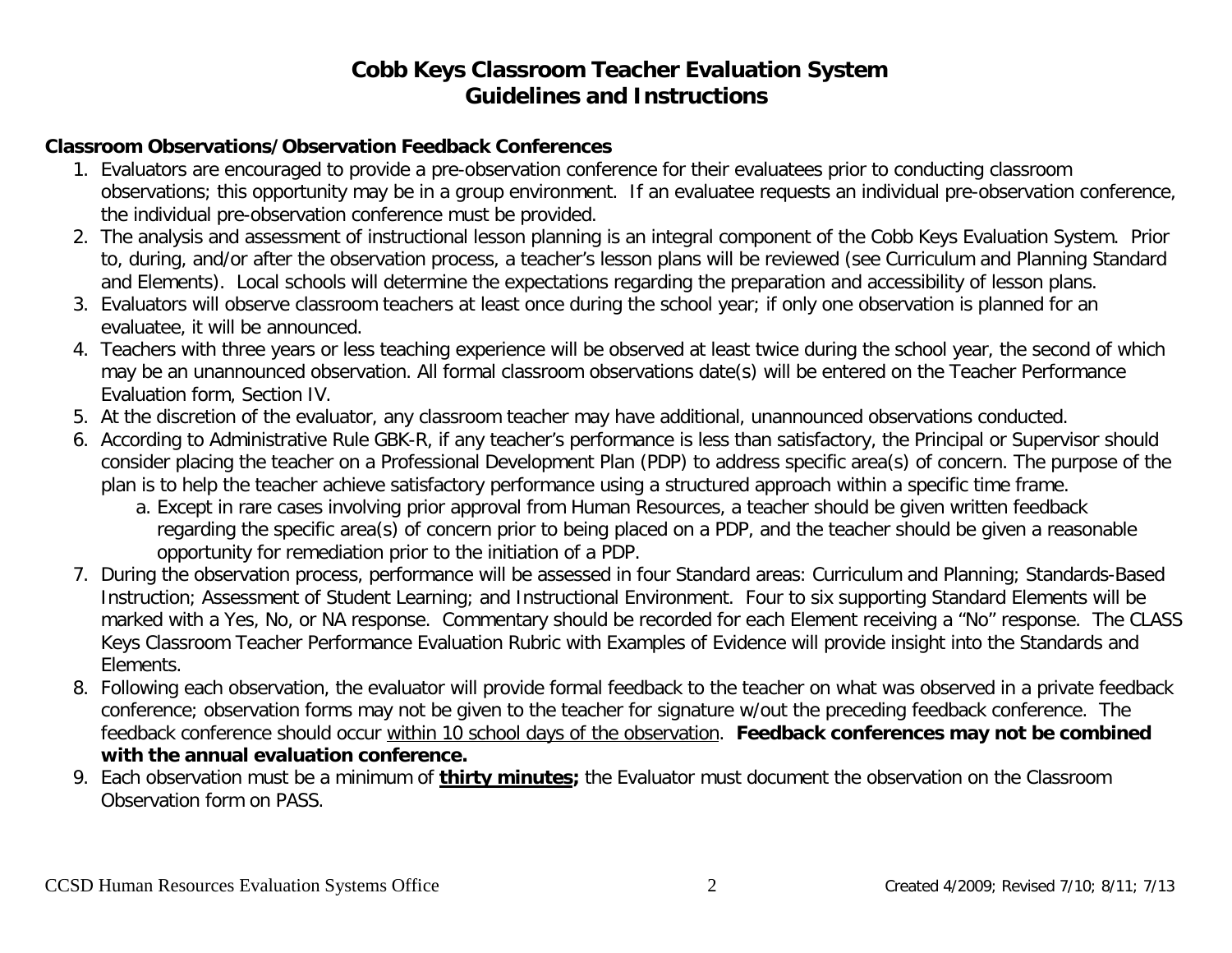# Cobb Keys Classroom Teacher Evaluation System
## Guidelines and Instructions

**Classroom Observations/Observation Feedback Conferences**

1. Evaluators are encouraged to provide a pre-observation conference for their evaluatees prior to conducting classroom observations; this opportunity may be in a group environment. If an evaluatee requests an individual pre-observation conference, the individual pre-observation conference must be provided.
2. The analysis and assessment of instructional lesson planning is an integral component of the Cobb Keys Evaluation System. Prior to, during, and/or after the observation process, a teacher's lesson plans will be reviewed (see Curriculum and Planning Standard and Elements). Local schools will determine the expectations regarding the preparation and accessibility of lesson plans.
3. Evaluators will observe classroom teachers at least once during the school year; if only one observation is planned for an evaluatee, it will be announced.
4. Teachers with three years or less teaching experience will be observed at least twice during the school year, the second of which may be an unannounced observation. All formal classroom observations date(s) will be entered on the Teacher Performance Evaluation form, Section IV.
5. At the discretion of the evaluator, any classroom teacher may have additional, unannounced observations conducted.
6. According to Administrative Rule GBK-R, if any teacher's performance is less than satisfactory, the Principal or Supervisor should consider placing the teacher on a Professional Development Plan (PDP) to address specific area(s) of concern. The purpose of the plan is to help the teacher achieve satisfactory performance using a structured approach within a specific time frame.
   a. Except in rare cases involving prior approval from Human Resources, a teacher should be given written feedback regarding the specific area(s) of concern prior to being placed on a PDP, and the teacher should be given a reasonable opportunity for remediation prior to the initiation of a PDP.
7. During the observation process, performance will be assessed in four Standard areas: Curriculum and Planning; Standards-Based Instruction; Assessment of Student Learning; and Instructional Environment. Four to six supporting Standard Elements will be marked with a Yes, No, or NA response. Commentary should be recorded for each Element receiving a "No" response. The CLASS Keys Classroom Teacher Performance Evaluation Rubric with Examples of Evidence will provide insight into the Standards and Elements.
8. Following each observation, the evaluator will provide formal feedback to the teacher on what was observed in a private feedback conference; observation forms may not be given to the teacher for signature w/out the preceding feedback conference. The feedback conference should occur within 10 school days of the observation. **Feedback conferences may not be combined with the annual evaluation conference.**
9. Each observation must be a minimum of **thirty minutes;** the Evaluator must document the observation on the Classroom Observation form on PASS.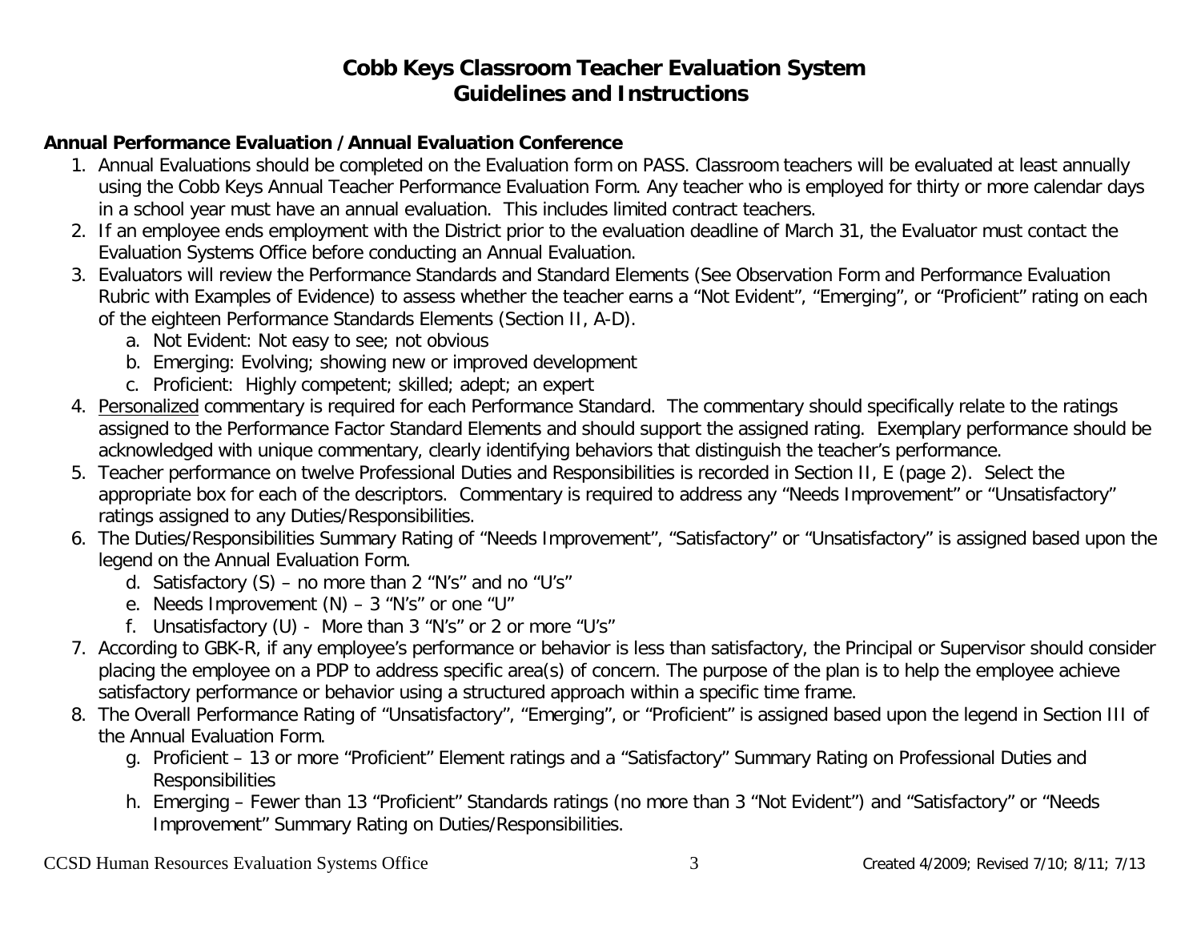# Cobb Keys Classroom Teacher Evaluation System
# Guidelines and Instructions

**Annual Performance Evaluation / Annual Evaluation Conference**

1. Annual Evaluations should be completed on the Evaluation form on PASS. Classroom teachers will be evaluated at least annually using the Cobb Keys Annual Teacher Performance Evaluation Form. Any teacher who is employed for thirty or more calendar days in a school year must have an annual evaluation. This includes limited contract teachers.
2. If an employee ends employment with the District prior to the evaluation deadline of March 31, the Evaluator must contact the Evaluation Systems Office before conducting an Annual Evaluation.
3. Evaluators will review the Performance Standards and Standard Elements (See Observation Form and Performance Evaluation Rubric with Examples of Evidence) to assess whether the teacher earns a “Not Evident”, “Emerging”, or “Proficient” rating on each of the eighteen Performance Standards Elements (Section II, A-D).
    a. Not Evident: Not easy to see; not obvious
    b. Emerging: Evolving; showing new or improved development
    c. Proficient: Highly competent; skilled; adept; an expert
4. Personalized commentary is required for each Performance Standard. The commentary should specifically relate to the ratings assigned to the Performance Factor Standard Elements and should support the assigned rating. Exemplary performance should be acknowledged with unique commentary, clearly identifying behaviors that distinguish the teacher’s performance.
5. Teacher performance on twelve Professional Duties and Responsibilities is recorded in Section II, E (page 2). Select the appropriate box for each of the descriptors. Commentary is required to address any “Needs Improvement” or “Unsatisfactory” ratings assigned to any Duties/Responsibilities.
6. The Duties/Responsibilities Summary Rating of “Needs Improvement”, “Satisfactory” or “Unsatisfactory” is assigned based upon the legend on the Annual Evaluation Form.
    d. Satisfactory (S) – no more than 2 “N’s” and no “U’s”
    e. Needs Improvement (N) – 3 “N’s” or one “U”
    f. Unsatisfactory (U) - More than 3 “N’s” or 2 or more “U’s”
7. According to GBK-R, if any employee’s performance or behavior is less than satisfactory, the Principal or Supervisor should consider placing the employee on a PDP to address specific area(s) of concern. The purpose of the plan is to help the employee achieve satisfactory performance or behavior using a structured approach within a specific time frame.
8. The Overall Performance Rating of “Unsatisfactory”, “Emerging”, or “Proficient” is assigned based upon the legend in Section III of the Annual Evaluation Form.
    g. Proficient – 13 or more “Proficient” Element ratings and a “Satisfactory” Summary Rating on Professional Duties and Responsibilities
    h. Emerging – Fewer than 13 “Proficient” Standards ratings (no more than 3 “Not Evident”) and “Satisfactory” or “Needs Improvement” Summary Rating on Duties/Responsibilities.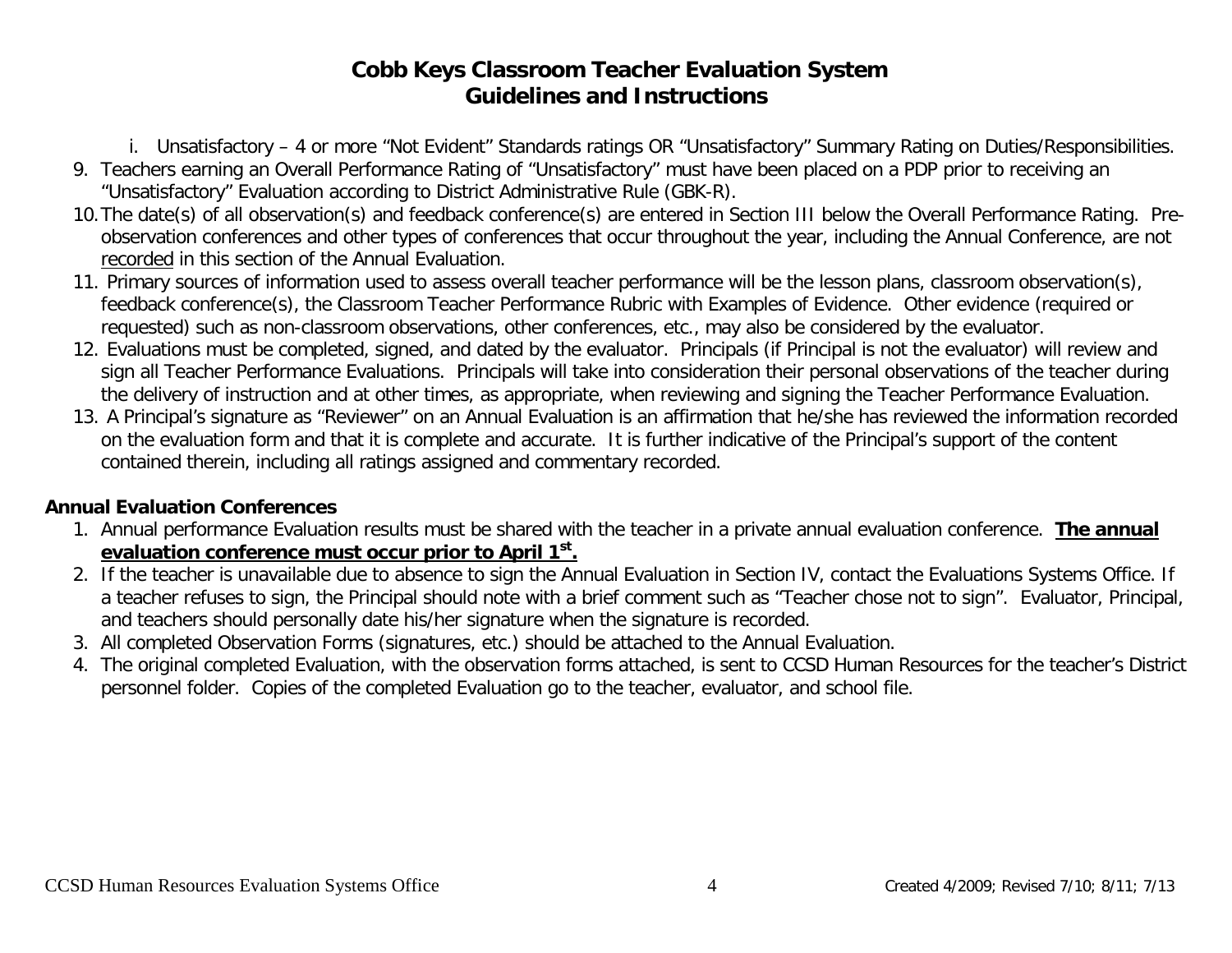# Cobb Keys Classroom Teacher Evaluation System
## Guidelines and Instructions

   i. Unsatisfactory – 4 or more “Not Evident” Standards ratings OR “Unsatisfactory” Summary Rating on Duties/Responsibilities.

9. Teachers earning an Overall Performance Rating of “Unsatisfactory” must have been placed on a PDP prior to receiving an “Unsatisfactory” Evaluation according to District Administrative Rule (GBK-R).
10. The date(s) of all observation(s) and feedback conference(s) are entered in Section III below the Overall Performance Rating. Pre-observation conferences and other types of conferences that occur throughout the year, including the Annual Conference, are not <u>recorded</u> in this section of the Annual Evaluation.
11. Primary sources of information used to assess overall teacher performance will be the lesson plans, classroom observation(s), feedback conference(s), the Classroom Teacher Performance Rubric with Examples of Evidence. Other evidence (required or requested) such as non-classroom observations, other conferences, etc., may also be considered by the evaluator.
12. Evaluations must be completed, signed, and dated by the evaluator. Principals (if Principal is not the evaluator) will review and sign all Teacher Performance Evaluations. Principals will take into consideration their personal observations of the teacher during the delivery of instruction and at other times, as appropriate, when reviewing and signing the Teacher Performance Evaluation.
13. A Principal’s signature as “Reviewer” on an Annual Evaluation is an affirmation that he/she has reviewed the information recorded on the evaluation form and that it is complete and accurate. It is further indicative of the Principal’s support of the content contained therein, including all ratings assigned and commentary recorded.

### Annual Evaluation Conferences

1. Annual performance Evaluation results must be shared with the teacher in a private annual evaluation conference. **<u>The annual evaluation conference must occur prior to April 1st.</u>**
2. If the teacher is unavailable due to absence to sign the Annual Evaluation in Section IV, contact the Evaluations Systems Office. If a teacher refuses to sign, the Principal should note with a brief comment such as “Teacher chose not to sign”. Evaluator, Principal, and teachers should personally date his/her signature when the signature is recorded.
3. All completed Observation Forms (signatures, etc.) should be attached to the Annual Evaluation.
4. The original completed Evaluation, with the observation forms attached, is sent to CCSD Human Resources for the teacher’s District personnel folder. Copies of the completed Evaluation go to the teacher, evaluator, and school file.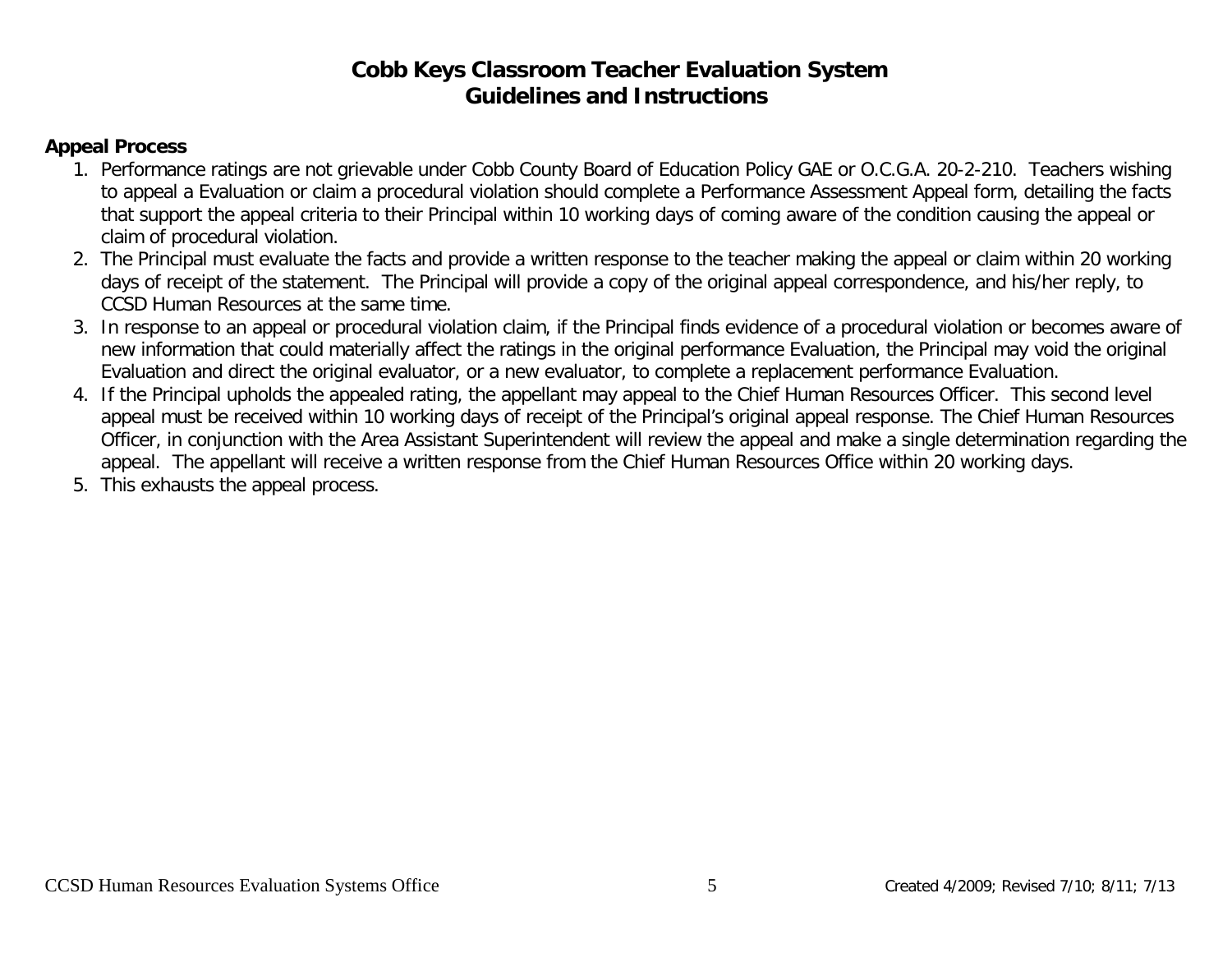# Cobb Keys Classroom Teacher Evaluation System
# Guidelines and Instructions

**Appeal Process**

1. Performance ratings are not grievable under Cobb County Board of Education Policy GAE or O.C.G.A. 20-2-210. Teachers wishing to appeal a Evaluation or claim a procedural violation should complete a Performance Assessment Appeal form, detailing the facts that support the appeal criteria to their Principal within 10 working days of coming aware of the condition causing the appeal or claim of procedural violation.
2. The Principal must evaluate the facts and provide a written response to the teacher making the appeal or claim within 20 working days of receipt of the statement. The Principal will provide a copy of the original appeal correspondence, and his/her reply, to CCSD Human Resources at the same time.
3. In response to an appeal or procedural violation claim, if the Principal finds evidence of a procedural violation or becomes aware of new information that could materially affect the ratings in the original performance Evaluation, the Principal may void the original Evaluation and direct the original evaluator, or a new evaluator, to complete a replacement performance Evaluation.
4. If the Principal upholds the appealed rating, the appellant may appeal to the Chief Human Resources Officer. This second level appeal must be received within 10 working days of receipt of the Principal's original appeal response. The Chief Human Resources Officer, in conjunction with the Area Assistant Superintendent will review the appeal and make a single determination regarding the appeal. The appellant will receive a written response from the Chief Human Resources Office within 20 working days.
5. This exhausts the appeal process.